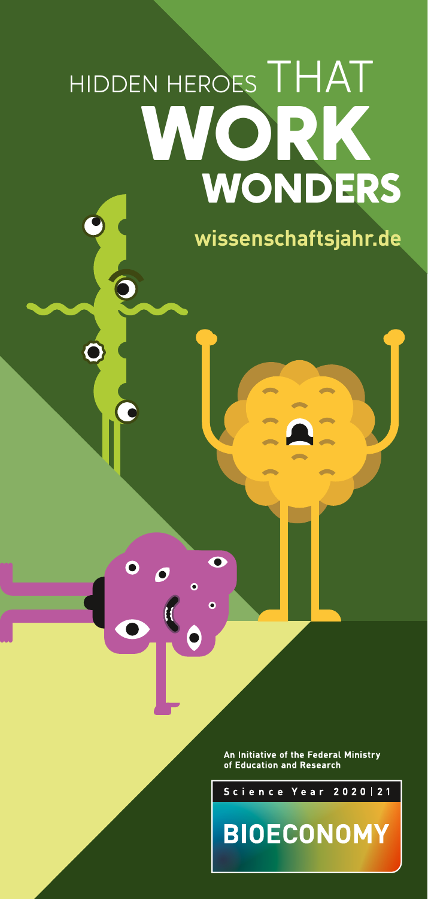# HIDDEN HEROES THAT WORK WONDERS

**wissenschaftsjahr.de**

An Initiative of the Federal Ministry of Education and Research

Science Year 2020|21

**BIOECONOMY**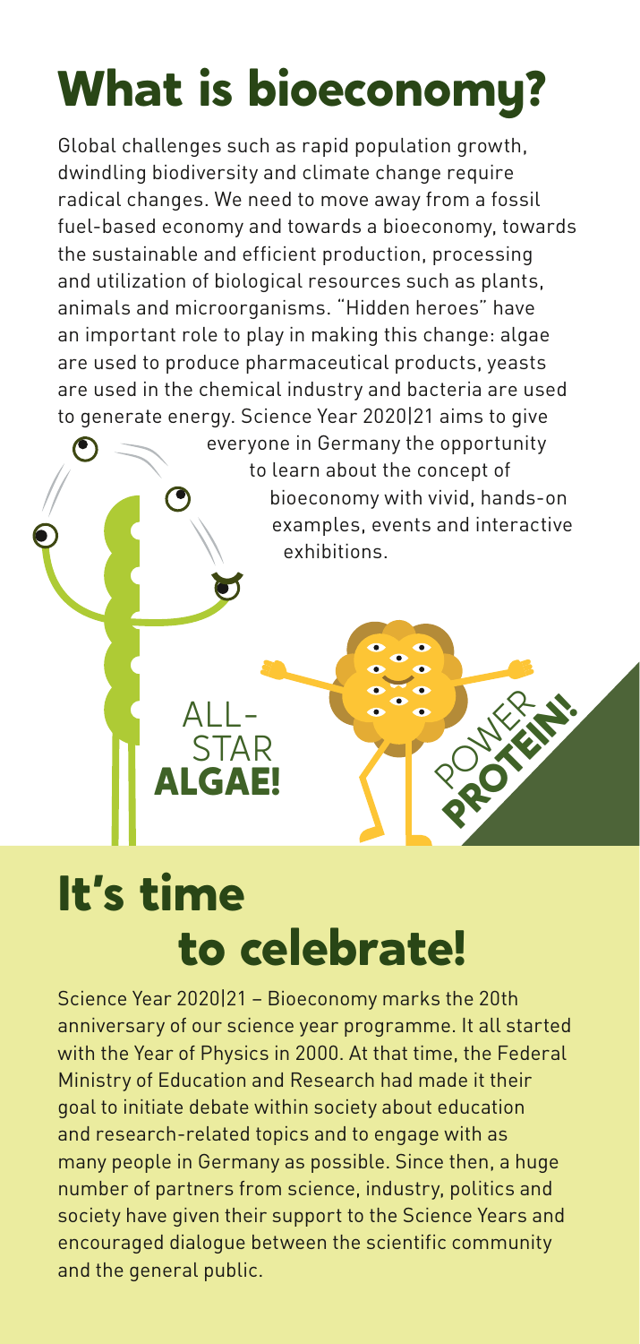# What is bioeconomy?

Global challenges such as rapid population growth, dwindling biodiversity and climate change require radical changes. We need to move away from a fossil fuel-based economy and towards a bioeconomy, towards the sustainable and efficient production, processing and utilization of biological resources such as plants, animals and microorganisms. "Hidden heroes" have an important role to play in making this change: algae are used to produce pharmaceutical products, yeasts are used in the chemical industry and bacteria are used to generate energy. Science Year 2020|21 aims to give everyone in Germany the opportunity to learn about the concept of bioeconomy with vivid, hands-on examples, events and interactive exhibitions.

ALL-STAR **ALGAE!**

POWER **PROTEIN!**

# It's time to celebrate!

Science Year 2020|21 – Bioeconomy marks the 20th anniversary of our science year programme. It all started with the Year of Physics in 2000. At that time, the Federal Ministry of Education and Research had made it their goal to initiate debate within society about education and research-related topics and to engage with as many people in Germany as possible. Since then, a huge number of partners from science, industry, politics and society have given their support to the Science Years and encouraged dialogue between the scientific community and the general public.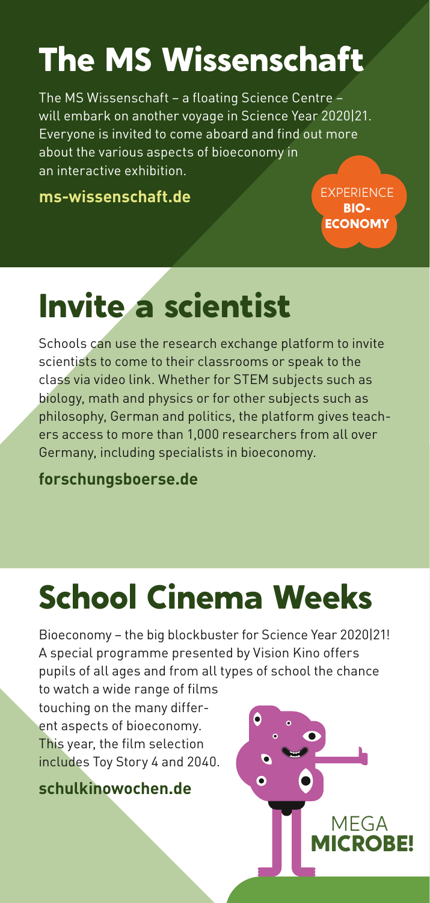# The MS Wissenschaft

The MS Wissenschaft – a floating Science Centre – will embark on another voyage in Science Year 2020|21. Everyone is invited to come aboard and find out more about the various aspects of bioeconomy in an interactive exhibition.

**ms-wissenschaft.de**

EXPERIENCE **BIO-ECONOMY**

# Invite a scientist

Schools can use the research exchange platform to invite scientists to come to their classrooms or speak to the class via video link. Whether for STEM subjects such as biology, math and physics or for other subjects such as philosophy, German and politics, the platform gives teachers access to more than 1,000 researchers from all over Germany, including specialists in bioeconomy.

**forschungsboerse.de**

# School Cinema Weeks

Bioeconomy – the big blockbuster for Science Year 2020|21! A special programme presented by Vision Kino offers pupils of all ages and from all types of school the chance to watch a wide range of films touching on the many different aspects of bioeconomy. This year, the film selection includes Toy Story 4 and 2040.

**schulkinowochen.de**

MEGA **MICROBE!**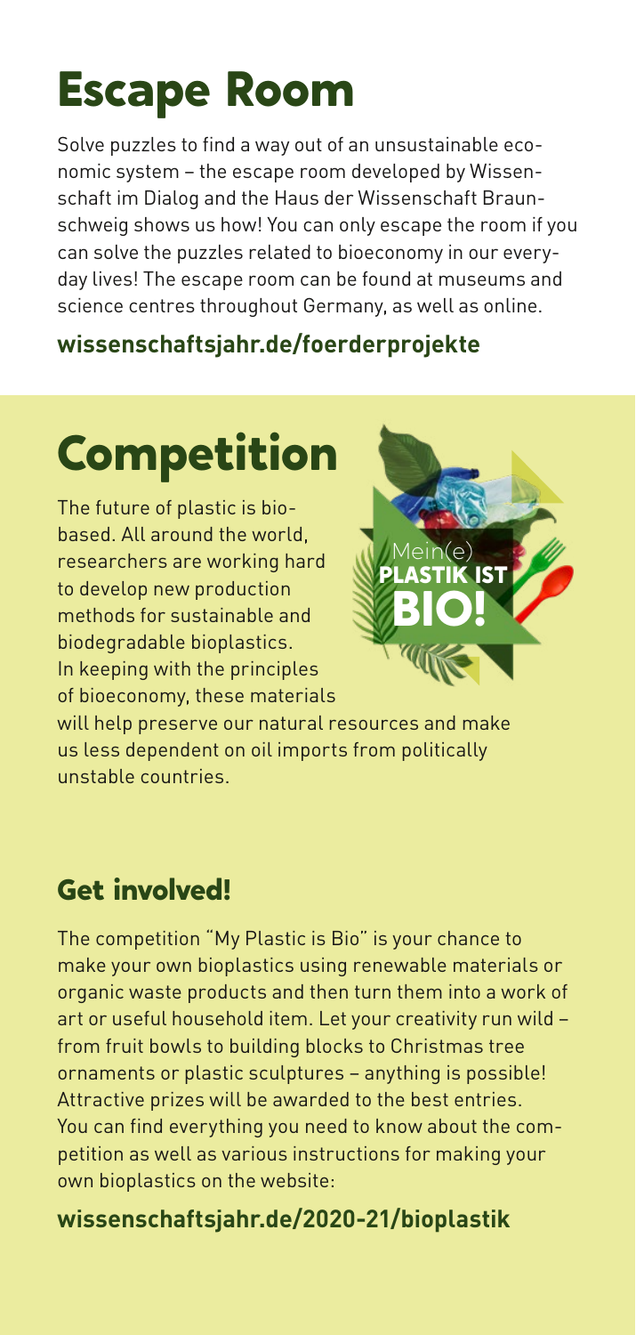# Escape Room

Solve puzzles to find a way out of an unsustainable economic system – the escape room developed by Wissenschaft im Dialog and the Haus der Wissenschaft Braunschweig shows us how! You can only escape the room if you can solve the puzzles related to bioeconomy in our everyday lives! The escape room can be found at museums and science centres throughout Germany, as well as online.

**wissenschaftsjahr.de/foerderprojekte**

# Competition

The future of plastic is bio-based. All around the world, researchers are working hard to develop new production methods for sustainable and biodegradable bioplastics. In keeping with the principles of bioeconomy, these materials will help preserve our natural resources and make us less dependent on oil imports from politically unstable countries.

## Get involved!

The competition "My Plastic is Bio" is your chance to make your own bioplastics using renewable materials or organic waste products and then turn them into a work of art or useful household item. Let your creativity run wild – from fruit bowls to building blocks to Christmas tree ornaments or plastic sculptures – anything is possible! Attractive prizes will be awarded to the best entries. You can find everything you need to know about the competition as well as various instructions for making your own bioplastics on the website:

**wissenschaftsjahr.de/2020-21/bioplastik**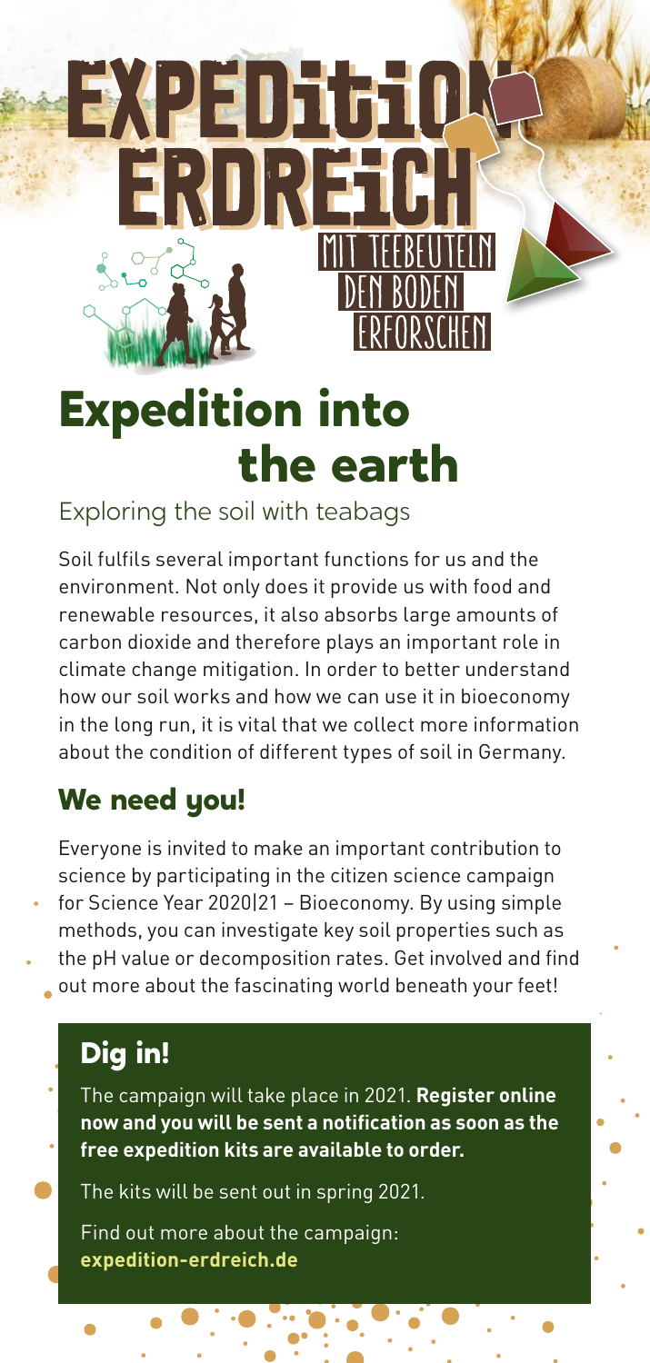# EXPEDITION ERDREICH

MIT TEEBEUTELN DEN BODEN ERFORSCHEN

# Expedition into the earth

## Exploring the soil with teabags

Soil fulfils several important functions for us and the environment. Not only does it provide us with food and renewable resources, it also absorbs large amounts of carbon dioxide and therefore plays an important role in climate change mitigation. In order to better understand how our soil works and how we can use it in bioeconomy in the long run, it is vital that we collect more information about the condition of different types of soil in Germany.

## We need you!

Everyone is invited to make an important contribution to science by participating in the citizen science campaign for Science Year 2020|21 – Bioeconomy. By using simple methods, you can investigate key soil properties such as the pH value or decomposition rates. Get involved and find out more about the fascinating world beneath your feet!

## Dig in!

The campaign will take place in 2021. **Register online now and you will be sent a notification as soon as the free expedition kits are available to order.**

The kits will be sent out in spring 2021.

Find out more about the campaign:
**expedition-erdreich.de**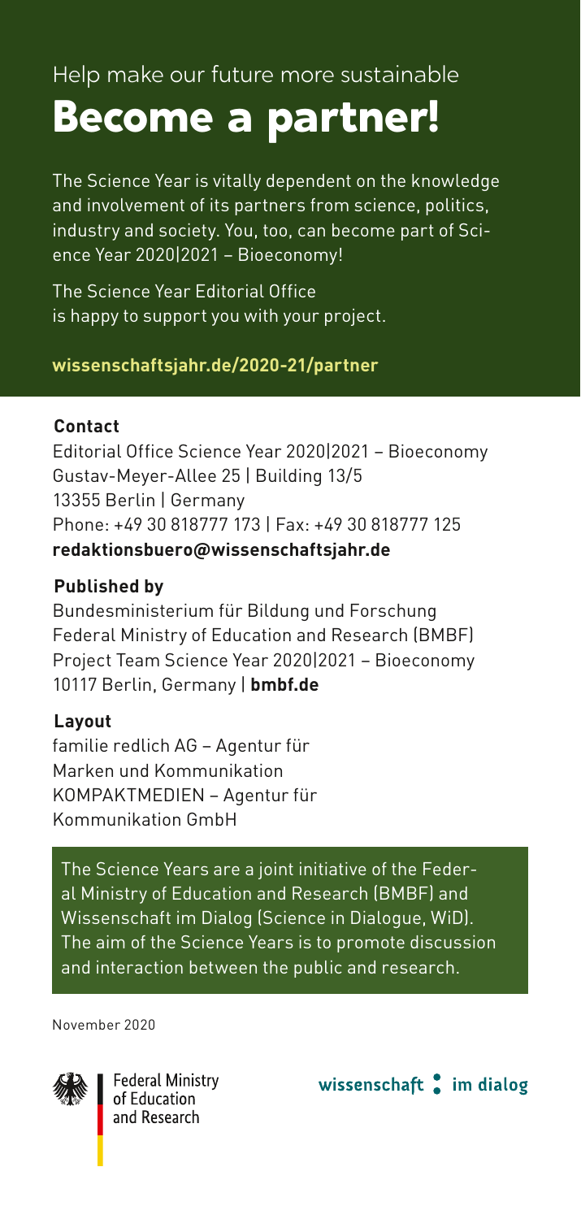Help make our future more sustainable

# Become a partner!

The Science Year is vitally dependent on the knowledge and involvement of its partners from science, politics, industry and society. You, too, can become part of Science Year 2020|2021 – Bioeconomy!

The Science Year Editorial Office is happy to support you with your project.

**wissenschaftsjahr.de/2020-21/partner**

**Contact**
Editorial Office Science Year 2020|2021 – Bioeconomy
Gustav-Meyer-Allee 25 | Building 13/5
13355 Berlin | Germany
Phone: +49 30 818777 173 | Fax: +49 30 818777 125
**redaktionsbuero@wissenschaftsjahr.de**

**Published by**
Bundesministerium für Bildung und Forschung
Federal Ministry of Education and Research (BMBF)
Project Team Science Year 2020|2021 – Bioeconomy
10117 Berlin, Germany | **bmbf.de**

**Layout**
familie redlich AG – Agentur für Marken und Kommunikation
KOMPAKTMEDIEN – Agentur für Kommunikation GmbH

The Science Years are a joint initiative of the Federal Ministry of Education and Research (BMBF) and Wissenschaft im Dialog (Science in Dialogue, WiD). The aim of the Science Years is to promote discussion and interaction between the public and research.

November 2020

Federal Ministry of Education and Research

wissenschaft im dialog